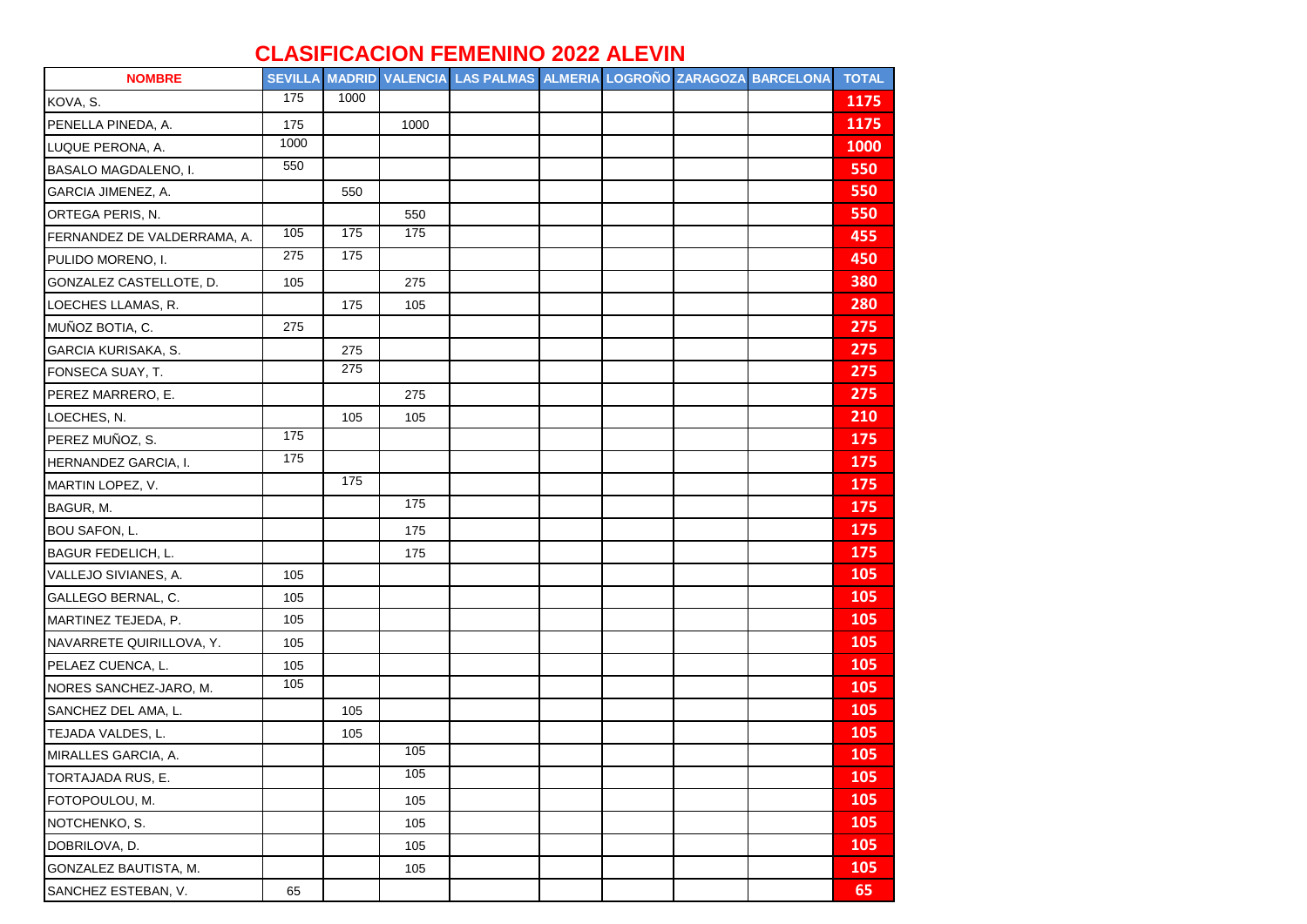# CLASIFICACION FEMENINO 2022 ALEVIN

| NOMBRE | SEVILLA | MADRID | VALENCIA | LAS PALMAS | ALMERIA | LOGROÑO | ZARAGOZA | BARCELONA | TOTAL |
|---|---|---|---|---|---|---|---|---|---|
| KOVA, S. | 175 | 1000 | | | | | | | 1175 |
| PENELLA PINEDA, A. | 175 | | 1000 | | | | | | 1175 |
| LUQUE PERONA, A. | 1000 | | | | | | | | 1000 |
| BASALO MAGDALENO, I. | 550 | | | | | | | | 550 |
| GARCIA JIMENEZ, A. | | 550 | | | | | | | 550 |
| ORTEGA PERIS, N. | | | 550 | | | | | | 550 |
| FERNANDEZ DE VALDERRAMA, A. | 105 | 175 | 175 | | | | | | 455 |
| PULIDO MORENO, I. | 275 | 175 | | | | | | | 450 |
| GONZALEZ CASTELLOTE, D. | 105 | | 275 | | | | | | 380 |
| LOECHES LLAMAS, R. | | 175 | 105 | | | | | | 280 |
| MUÑOZ BOTIA, C. | 275 | | | | | | | | 275 |
| GARCIA KURISAKA, S. | | 275 | | | | | | | 275 |
| FONSECA SUAY, T. | | 275 | | | | | | | 275 |
| PEREZ MARRERO, E. | | | 275 | | | | | | 275 |
| LOECHES, N. | | 105 | 105 | | | | | | 210 |
| PEREZ MUÑOZ, S. | 175 | | | | | | | | 175 |
| HERNANDEZ GARCIA, I. | 175 | | | | | | | | 175 |
| MARTIN LOPEZ, V. | | 175 | | | | | | | 175 |
| BAGUR, M. | | | 175 | | | | | | 175 |
| BOU SAFON, L. | | | 175 | | | | | | 175 |
| BAGUR FEDELICH, L. | | | 175 | | | | | | 175 |
| VALLEJO SIVIANES, A. | 105 | | | | | | | | 105 |
| GALLEGO BERNAL, C. | 105 | | | | | | | | 105 |
| MARTINEZ TEJEDA, P. | 105 | | | | | | | | 105 |
| NAVARRETE QUIRILLOVA, Y. | 105 | | | | | | | | 105 |
| PELAEZ CUENCA, L. | 105 | | | | | | | | 105 |
| NORES SANCHEZ-JARO, M. | 105 | | | | | | | | 105 |
| SANCHEZ DEL AMA, L. | | 105 | | | | | | | 105 |
| TEJADA VALDES, L. | | 105 | | | | | | | 105 |
| MIRALLES GARCIA, A. | | | 105 | | | | | | 105 |
| TORTAJADA RUS, E. | | | 105 | | | | | | 105 |
| FOTOPOULOU, M. | | | 105 | | | | | | 105 |
| NOTCHENKO, S. | | | 105 | | | | | | 105 |
| DOBRILOVA, D. | | | 105 | | | | | | 105 |
| GONZALEZ BAUTISTA, M. | | | 105 | | | | | | 105 |
| SANCHEZ ESTEBAN, V. | 65 | | | | | | | | 65 |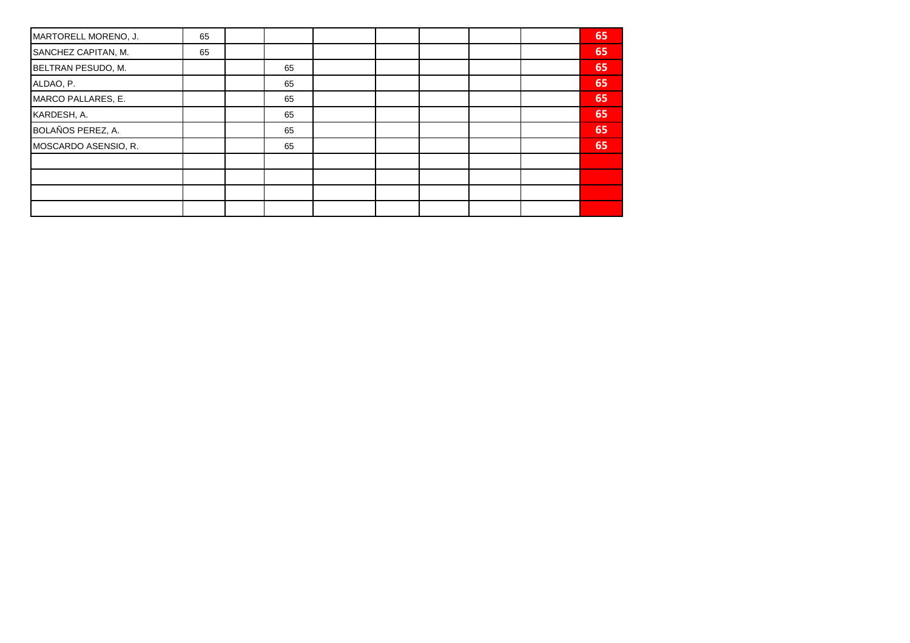| | | | | | | | | | |
|---|---|---|---|---|---|---|---|---|---|
| MARTORELL MORENO, J. | 65 | | | | | | | | 65 |
| SANCHEZ CAPITAN, M. | 65 | | | | | | | | 65 |
| BELTRAN PESUDO, M. | | | 65 | | | | | | 65 |
| ALDAO, P. | | | 65 | | | | | | 65 |
| MARCO PALLARES, E. | | | 65 | | | | | | 65 |
| KARDESH, A. | | | 65 | | | | | | 65 |
| BOLAÑOS PEREZ, A. | | | 65 | | | | | | 65 |
| MOSCARDO ASENSIO, R. | | | 65 | | | | | | 65 |
| | | | | | | | | | |
| | | | | | | | | | |
| | | | | | | | | | |
| | | | | | | | | | |